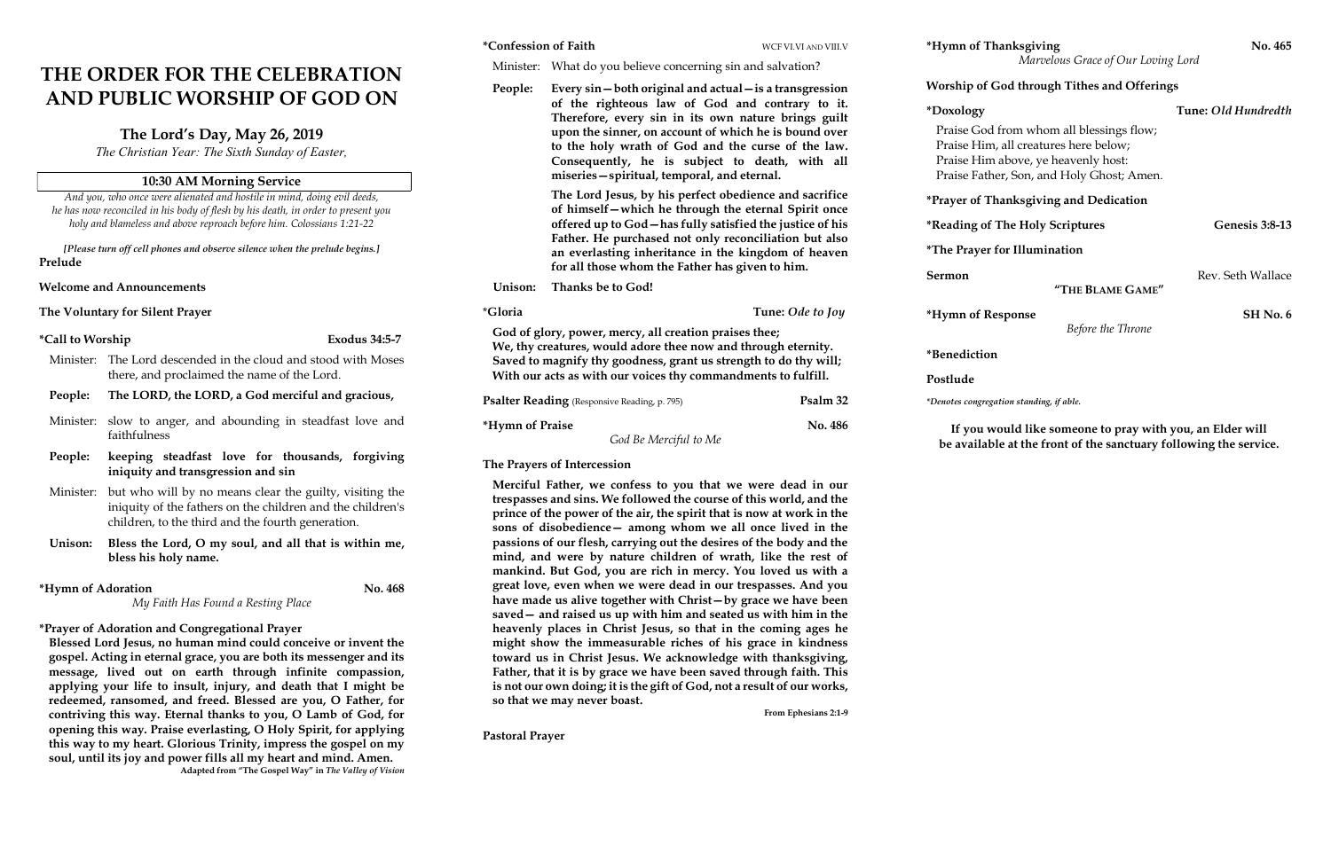# THE ORDER FOR THE CELEBRATION AND PUBLIC WORSHIP OF GOD ON

## The Lord's Day, May 26, 2019

*The Christian Year: The Sixth Sunday of Easter,*

### 10:30 AM Morning Service

*And you, who once were alienated and hostile in mind, doing evil deeds, he has now reconciled in his body of flesh by his death, in order to present you holy and blameless and above reproach before him. Colossians 1:21-22*

*[Please turn off cell phones and observe silence when the prelude begins.]*

**Prelude**

**Welcome and Announcements**

**The Voluntary for Silent Prayer**

**\*Call to Worship** — **Exodus 34:5-7**

Minister: The Lord descended in the cloud and stood with Moses there, and proclaimed the name of the Lord.

**People: The LORD, the LORD, a God merciful and gracious,**

Minister: slow to anger, and abounding in steadfast love and faithfulness

**People: keeping steadfast love for thousands, forgiving iniquity and transgression and sin**

Minister: but who will by no means clear the guilty, visiting the iniquity of the fathers on the children and the children's children, to the third and the fourth generation.

**Unison: Bless the Lord, O my soul, and all that is within me, bless his holy name.**

**\*Hymn of Adoration** — **No. 468**

*My Faith Has Found a Resting Place*

**\*Prayer of Adoration and Congregational Prayer**

**Blessed Lord Jesus, no human mind could conceive or invent the gospel. Acting in eternal grace, you are both its messenger and its message, lived out on earth through infinite compassion, applying your life to insult, injury, and death that I might be redeemed, ransomed, and freed. Blessed are you, O Father, for contriving this way. Eternal thanks to you, O Lamb of God, for opening this way. Praise everlasting, O Holy Spirit, for applying this way to my heart. Glorious Trinity, impress the gospel on my soul, until its joy and power fills all my heart and mind. Amen.**

**Adapted from "The Gospel Way" in *The Valley of Vision***

**\*Confession of Faith** — WCF VI.VI AND VIII.V

Minister: What do you believe concerning sin and salvation?

**People: Every sin—both original and actual—is a transgression of the righteous law of God and contrary to it. Therefore, every sin in its own nature brings guilt upon the sinner, on account of which he is bound over to the holy wrath of God and the curse of the law. Consequently, he is subject to death, with all miseries—spiritual, temporal, and eternal.**

**The Lord Jesus, by his perfect obedience and sacrifice of himself—which he through the eternal Spirit once offered up to God—has fully satisfied the justice of his Father. He purchased not only reconciliation but also an everlasting inheritance in the kingdom of heaven for all those whom the Father has given to him.**

**Unison: Thanks be to God!**

**\*Gloria** — **Tune:** ***Ode to Joy***

**God of glory, power, mercy, all creation praises thee;**
**We, thy creatures, would adore thee now and through eternity.**
**Saved to magnify thy goodness, grant us strength to do thy will;**
**With our acts as with our voices thy commandments to fulfill.**

**Psalter Reading** (Responsive Reading, p. 795) — **Psalm 32**

**\*Hymn of Praise** — **No. 486**

*God Be Merciful to Me*

**The Prayers of Intercession**

**Merciful Father, we confess to you that we were dead in our trespasses and sins. We followed the course of this world, and the prince of the power of the air, the spirit that is now at work in the sons of disobedience— among whom we all once lived in the passions of our flesh, carrying out the desires of the body and the mind, and were by nature children of wrath, like the rest of mankind. But God, you are rich in mercy. You loved us with a great love, even when we were dead in our trespasses. And you have made us alive together with Christ—by grace we have been saved— and raised us up with him and seated us with him in the heavenly places in Christ Jesus, so that in the coming ages he might show the immeasurable riches of his grace in kindness toward us in Christ Jesus. We acknowledge with thanksgiving, Father, that it is by grace we have been saved through faith. This is not our own doing; it is the gift of God, not a result of our works, so that we may never boast.**

**From Ephesians 2:1-9**

**Pastoral Prayer**

**\*Hymn of Thanksgiving** — **No. 465**

*Marvelous Grace of Our Loving Lord*

**Worship of God through Tithes and Offerings**

**\*Doxology** — **Tune:** ***Old Hundredth***

Praise God from whom all blessings flow;
Praise Him, all creatures here below;
Praise Him above, ye heavenly host:
Praise Father, Son, and Holy Ghost; Amen.

**\*Prayer of Thanksgiving and Dedication**

**\*Reading of The Holy Scriptures** — **Genesis 3:8-13**

**\*The Prayer for Illumination**

**Sermon** — Rev. Seth Wallace

**"THE BLAME GAME"**

**\*Hymn of Response** — **SH No. 6**

*Before the Throne*

**\*Benediction**

**Postlude**

*\*Denotes congregation standing, if able.*

**If you would like someone to pray with you, an Elder will be available at the front of the sanctuary following the service.**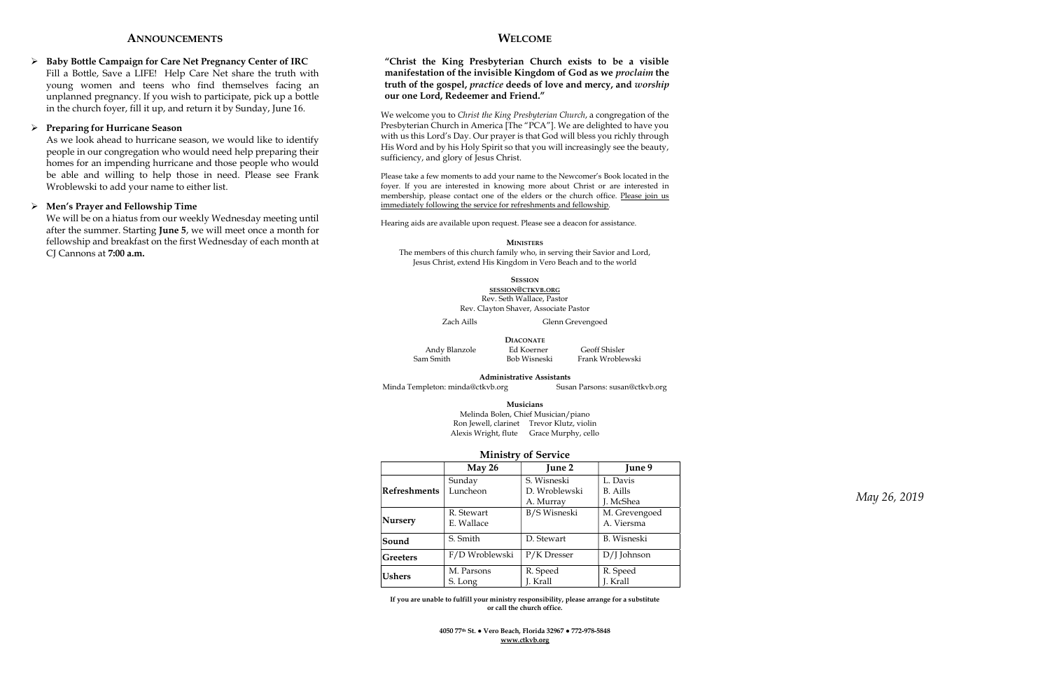## Announcements

- **Baby Bottle Campaign for Care Net Pregnancy Center of IRC**
  Fill a Bottle, Save a LIFE! Help Care Net share the truth with young women and teens who find themselves facing an unplanned pregnancy. If you wish to participate, pick up a bottle in the church foyer, fill it up, and return it by Sunday, June 16.

- **Preparing for Hurricane Season**
  As we look ahead to hurricane season, we would like to identify people in our congregation who would need help preparing their homes for an impending hurricane and those people who would be able and willing to help those in need. Please see Frank Wroblewski to add your name to either list.

- **Men's Prayer and Fellowship Time**
  We will be on a hiatus from our weekly Wednesday meeting until after the summer. Starting **June 5**, we will meet once a month for fellowship and breakfast on the first Wednesday of each month at CJ Cannons at **7:00 a.m.**

## Welcome

**"Christ the King Presbyterian Church exists to be a visible manifestation of the invisible Kingdom of God as we *proclaim* the truth of the gospel, *practice* deeds of love and mercy, and *worship* our one Lord, Redeemer and Friend."**

We welcome you to *Christ the King Presbyterian Church*, a congregation of the Presbyterian Church in America [The "PCA"]. We are delighted to have you with us this Lord's Day. Our prayer is that God will bless you richly through His Word and by his Holy Spirit so that you will increasingly see the beauty, sufficiency, and glory of Jesus Christ.

Please take a few moments to add your name to the Newcomer's Book located in the foyer. If you are interested in knowing more about Christ or are interested in membership, please contact one of the elders or the church office. Please join us immediately following the service for refreshments and fellowship.

Hearing aids are available upon request. Please see a deacon for assistance.

**Ministers**

The members of this church family who, in serving their Savior and Lord, Jesus Christ, extend His Kingdom in Vero Beach and to the world

**Session**

session@ctkvb.org

Rev. Seth Wallace, Pastor

Rev. Clayton Shaver, Associate Pastor

Zach Aills　　Glenn Grevengoed

**Diaconate**

Andy Blanzole　　Ed Koerner　　Geoff Shisler

Sam Smith　　Bob Wisneski　　Frank Wroblewski

**Administrative Assistants**

Minda Templeton: minda@ctkvb.org　　Susan Parsons: susan@ctkvb.org

**Musicians**

Melinda Bolen, Chief Musician/piano

Ron Jewell, clarinet　　Trevor Klutz, violin

Alexis Wright, flute　　Grace Murphy, cello

### Ministry of Service

| | May 26 | June 2 | June 9 |
|---|---|---|---|
| **Refreshments** | Sunday Luncheon | S. Wisneski<br>D. Wroblewski<br>A. Murray | L. Davis<br>B. Aills<br>J. McShea |
| **Nursery** | R. Stewart<br>E. Wallace | B/S Wisneski | M. Grevengoed<br>A. Viersma |
| **Sound** | S. Smith | D. Stewart | B. Wisneski |
| **Greeters** | F/D Wroblewski | P/K Dresser | D/J Johnson |
| **Ushers** | M. Parsons<br>S. Long | R. Speed<br>J. Krall | R. Speed<br>J. Krall |

**If you are unable to fulfill your ministry responsibility, please arrange for a substitute or call the church office.**

**4050 77th St. ● Vero Beach, Florida 32967 ● 772-978-5848**

**www.ctkvb.org**

*May 26, 2019*